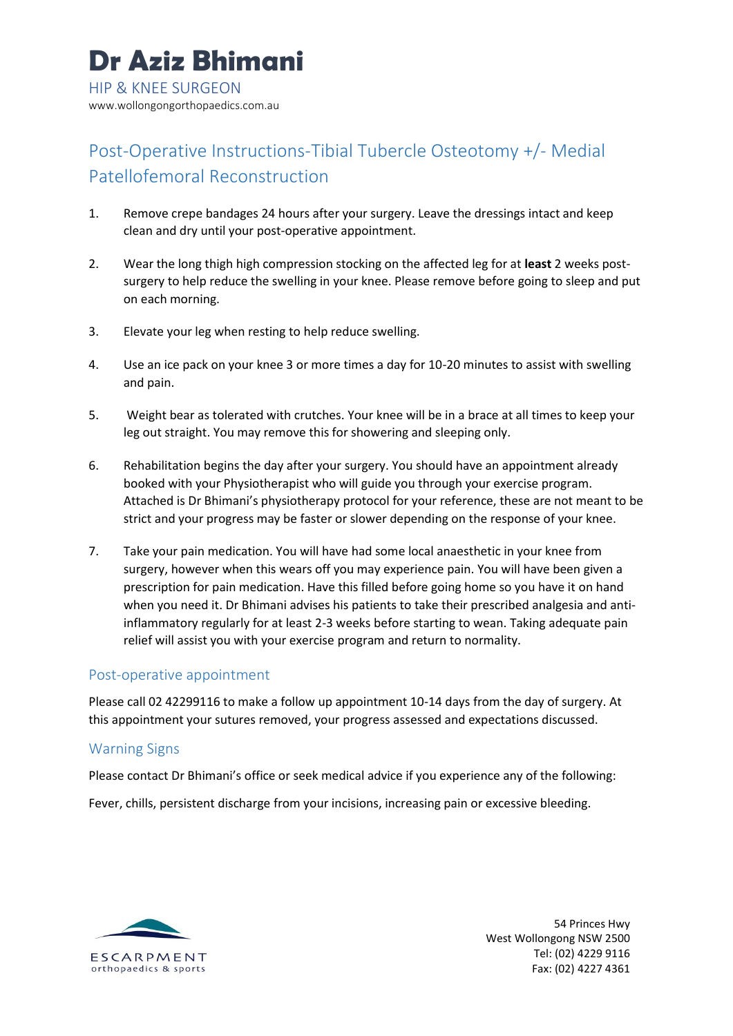# Dr Aziz Bhimani

HIP & KNEE SURGEON

www.wollongongorthopaedics.com.au

## Post-Operative Instructions-Tibial Tubercle Osteotomy +/- Medial Patellofemoral Reconstruction

1. Remove crepe bandages 24 hours after your surgery. Leave the dressings intact and keep clean and dry until your post-operative appointment.

2. Wear the long thigh high compression stocking on the affected leg for at **least** 2 weeks post-surgery to help reduce the swelling in your knee. Please remove before going to sleep and put on each morning.

3. Elevate your leg when resting to help reduce swelling.

4. Use an ice pack on your knee 3 or more times a day for 10-20 minutes to assist with swelling and pain.

5. Weight bear as tolerated with crutches. Your knee will be in a brace at all times to keep your leg out straight. You may remove this for showering and sleeping only.

6. Rehabilitation begins the day after your surgery. You should have an appointment already booked with your Physiotherapist who will guide you through your exercise program. Attached is Dr Bhimani's physiotherapy protocol for your reference, these are not meant to be strict and your progress may be faster or slower depending on the response of your knee.

7. Take your pain medication. You will have had some local anaesthetic in your knee from surgery, however when this wears off you may experience pain. You will have been given a prescription for pain medication. Have this filled before going home so you have it on hand when you need it. Dr Bhimani advises his patients to take their prescribed analgesia and anti-inflammatory regularly for at least 2-3 weeks before starting to wean. Taking adequate pain relief will assist you with your exercise program and return to normality.

### Post-operative appointment

Please call 02 42299116 to make a follow up appointment 10-14 days from the day of surgery. At this appointment your sutures removed, your progress assessed and expectations discussed.

### Warning Signs

Please contact Dr Bhimani's office or seek medical advice if you experience any of the following:

Fever, chills, persistent discharge from your incisions, increasing pain or excessive bleeding.

ESCARPMENT
orthopaedics & sports

54 Princes Hwy
West Wollongong NSW 2500
Tel: (02) 4229 9116
Fax: (02) 4227 4361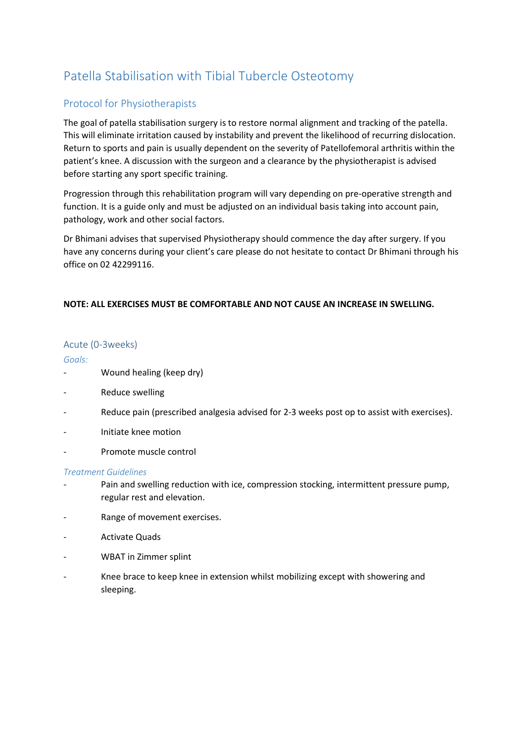# Patella Stabilisation with Tibial Tubercle Osteotomy

## Protocol for Physiotherapists

The goal of patella stabilisation surgery is to restore normal alignment and tracking of the patella. This will eliminate irritation caused by instability and prevent the likelihood of recurring dislocation. Return to sports and pain is usually dependent on the severity of Patellofemoral arthritis within the patient's knee. A discussion with the surgeon and a clearance by the physiotherapist is advised before starting any sport specific training.

Progression through this rehabilitation program will vary depending on pre-operative strength and function. It is a guide only and must be adjusted on an individual basis taking into account pain, pathology, work and other social factors.

Dr Bhimani advises that supervised Physiotherapy should commence the day after surgery. If you have any concerns during your client's care please do not hesitate to contact Dr Bhimani through his office on 02 42299116.

**NOTE: ALL EXERCISES MUST BE COMFORTABLE AND NOT CAUSE AN INCREASE IN SWELLING.**

### Acute (0-3weeks)

*Goals:*

- Wound healing (keep dry)
- Reduce swelling
- Reduce pain (prescribed analgesia advised for 2-3 weeks post op to assist with exercises).
- Initiate knee motion
- Promote muscle control

*Treatment Guidelines*

- Pain and swelling reduction with ice, compression stocking, intermittent pressure pump, regular rest and elevation.
- Range of movement exercises.
- Activate Quads
- WBAT in Zimmer splint
- Knee brace to keep knee in extension whilst mobilizing except with showering and sleeping.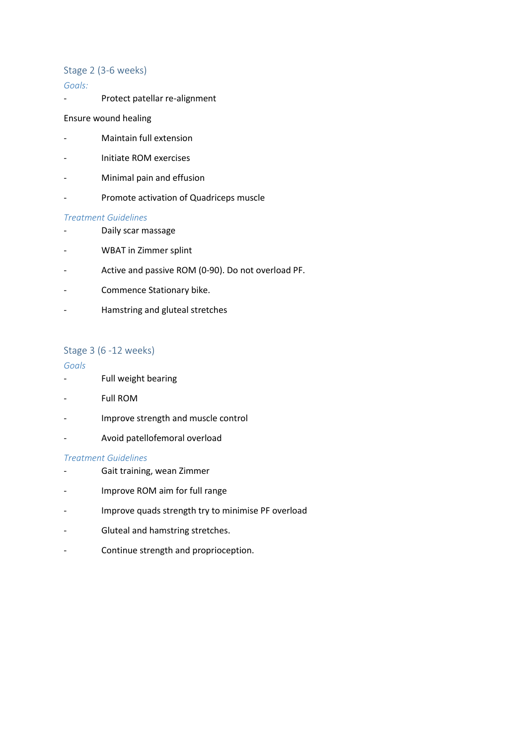## Stage 2 (3-6 weeks)

*Goals:*

- Protect patellar re-alignment

Ensure wound healing

- Maintain full extension
- Initiate ROM exercises
- Minimal pain and effusion
- Promote activation of Quadriceps muscle

*Treatment Guidelines*

- Daily scar massage
- WBAT in Zimmer splint
- Active and passive ROM (0-90). Do not overload PF.
- Commence Stationary bike.
- Hamstring and gluteal stretches

## Stage 3 (6 -12 weeks)

*Goals*

- Full weight bearing
- Full ROM
- Improve strength and muscle control
- Avoid patellofemoral overload

*Treatment Guidelines*

- Gait training, wean Zimmer
- Improve ROM aim for full range
- Improve quads strength try to minimise PF overload
- Gluteal and hamstring stretches.
- Continue strength and proprioception.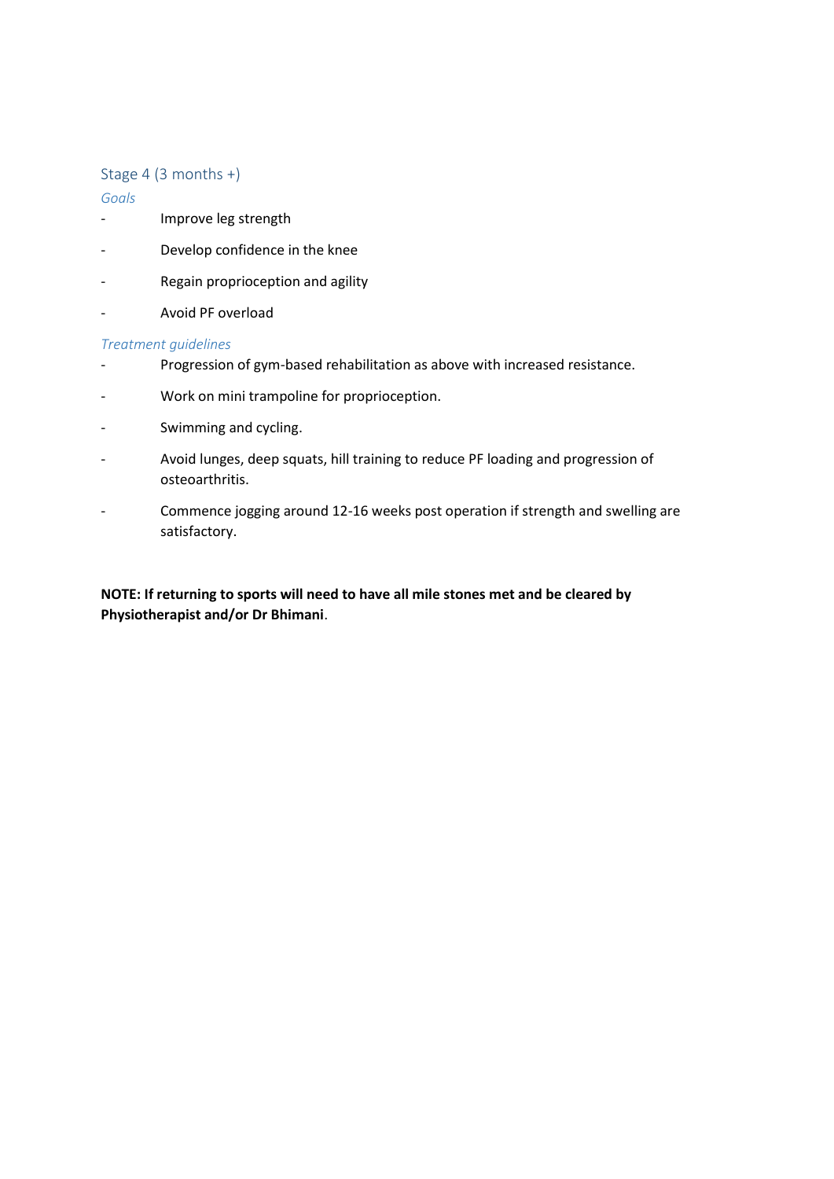## Stage 4 (3 months +)

*Goals*

- Improve leg strength
- Develop confidence in the knee
- Regain proprioception and agility
- Avoid PF overload

*Treatment guidelines*

- Progression of gym-based rehabilitation as above with increased resistance.
- Work on mini trampoline for proprioception.
- Swimming and cycling.
- Avoid lunges, deep squats, hill training to reduce PF loading and progression of osteoarthritis.
- Commence jogging around 12-16 weeks post operation if strength and swelling are satisfactory.

**NOTE: If returning to sports will need to have all mile stones met and be cleared by Physiotherapist and/or Dr Bhimani**.